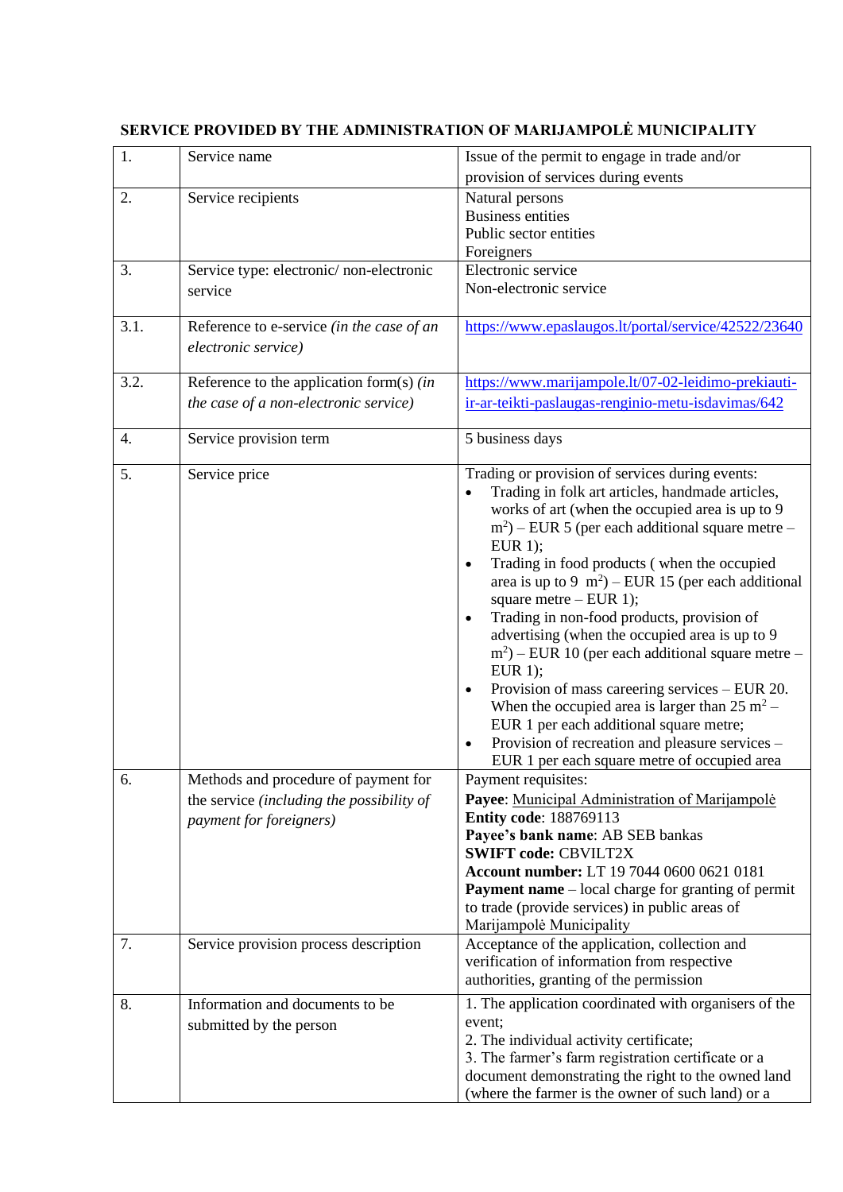**SERVICE PROVIDED BY THE ADMINISTRATION OF MARIJAMPOLĖ MUNICIPALITY**

| | | |
|---|---|---|
| 1. | Service name | Issue of the permit to engage in trade and/or provision of services during events |
| 2. | Service recipients | Natural persons<br>Business entities<br>Public sector entities<br>Foreigners |
| 3. | Service type: electronic/ non-electronic service | Electronic service<br>Non-electronic service |
| 3.1. | Reference to e-service *(in the case of an electronic service)* | https://www.epaslaugos.lt/portal/service/42522/23640 |
| 3.2. | Reference to the application form(s) *(in the case of a non-electronic service)* | https://www.marijampole.lt/07-02-leidimo-prekiauti-ir-ar-teikti-paslaugas-renginio-metu-isdavimas/642 |
| 4. | Service provision term | 5 business days |
| 5. | Service price | Trading or provision of services during events:<br>• Trading in folk art articles, handmade articles, works of art (when the occupied area is up to 9 $m^2$) – EUR 5 (per each additional square metre – EUR 1);<br>• Trading in food products ( when the occupied area is up to 9 $m^2$) – EUR 15 (per each additional square metre – EUR 1);<br>• Trading in non-food products, provision of advertising (when the occupied area is up to 9 $m^2$) – EUR 10 (per each additional square metre – EUR 1);<br>• Provision of mass careering services – EUR 20. When the occupied area is larger than 25 $m^2$ – EUR 1 per each additional square metre;<br>• Provision of recreation and pleasure services – EUR 1 per each square metre of occupied area |
| 6. | Methods and procedure of payment for the service *(including the possibility of payment for foreigners)* | Payment requisites:<br>**Payee**: Municipal Administration of Marijampolė<br>**Entity code**: 188769113<br>**Payee's bank name**: AB SEB bankas<br>**SWIFT code:** CBVILT2X<br>**Account number:** LT 19 7044 0600 0621 0181<br>**Payment name** – local charge for granting of permit to trade (provide services) in public areas of Marijampolė Municipality |
| 7. | Service provision process description | Acceptance of the application, collection and verification of information from respective authorities, granting of the permission |
| 8. | Information and documents to be submitted by the person | 1. The application coordinated with organisers of the event;<br>2. The individual activity certificate;<br>3. The farmer's farm registration certificate or a document demonstrating the right to the owned land (where the farmer is the owner of such land) or a |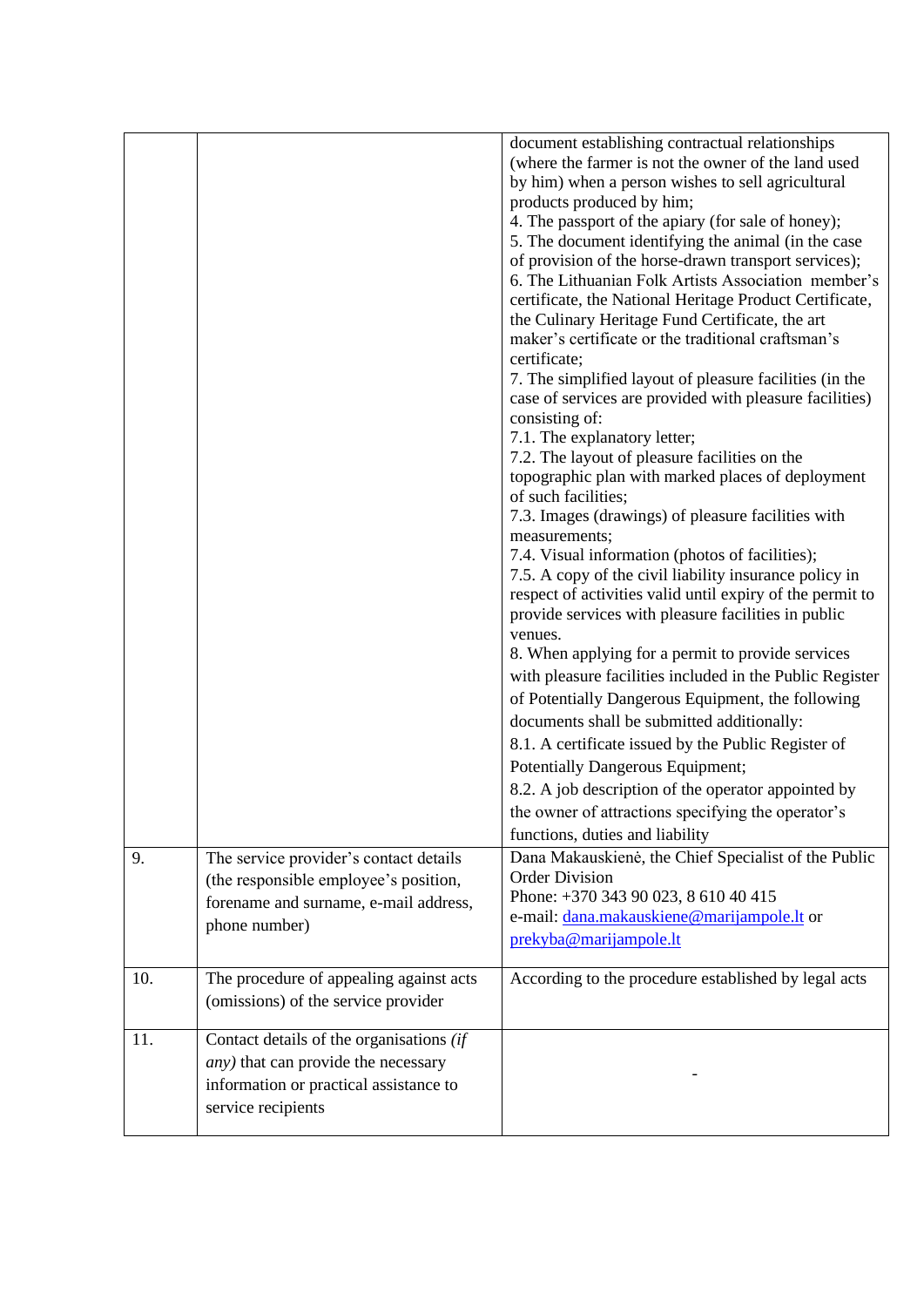| | | |
|---|---|---|
| | | document establishing contractual relationships (where the farmer is not the owner of the land used by him) when a person wishes to sell agricultural products produced by him;<br>4. The passport of the apiary (for sale of honey);<br>5. The document identifying the animal (in the case of provision of the horse-drawn transport services);<br>6. The Lithuanian Folk Artists Association member's certificate, the National Heritage Product Certificate, the Culinary Heritage Fund Certificate, the art maker's certificate or the traditional craftsman's certificate;<br>7. The simplified layout of pleasure facilities (in the case of services are provided with pleasure facilities) consisting of:<br>7.1. The explanatory letter;<br>7.2. The layout of pleasure facilities on the topographic plan with marked places of deployment of such facilities;<br>7.3. Images (drawings) of pleasure facilities with measurements;<br>7.4. Visual information (photos of facilities);<br>7.5. A copy of the civil liability insurance policy in respect of activities valid until expiry of the permit to provide services with pleasure facilities in public venues.<br>8. When applying for a permit to provide services with pleasure facilities included in the Public Register of Potentially Dangerous Equipment, the following documents shall be submitted additionally:<br>8.1. A certificate issued by the Public Register of Potentially Dangerous Equipment;<br>8.2. A job description of the operator appointed by the owner of attractions specifying the operator's functions, duties and liability |
| 9. | The service provider's contact details (the responsible employee's position, forename and surname, e-mail address, phone number) | Dana Makauskienė, the Chief Specialist of the Public Order Division<br>Phone: +370 343 90 023, 8 610 40 415<br>e-mail: dana.makauskiene@marijampole.lt or prekyba@marijampole.lt |
| 10. | The procedure of appealing against acts (omissions) of the service provider | According to the procedure established by legal acts |
| 11. | Contact details of the organisations *(if any)* that can provide the necessary information or practical assistance to service recipients | - |